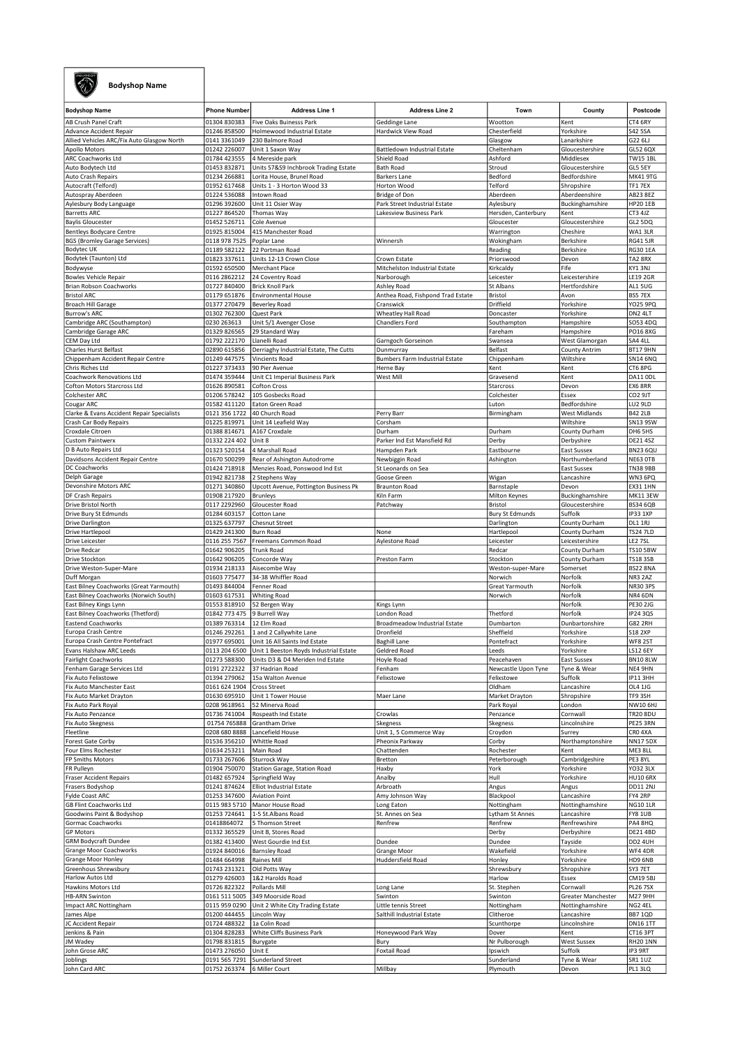**Bodyshop Name**

| Bodyshop Name | Phone Number | Address Line 1 | Address Line 2 | Town | County | Postcode |
|---|---|---|---|---|---|---|
| AB Crush Panel Craft | 01304 830383 | Five Oaks Buiness Park | Geddinge Lane | Wootton | Kent | CT4 6RY |
| Advance Accident Repair | 01246 858500 | Holmewood Industrial Estate | Hardwick View Road | Chesterfield | Yorkshire | S42 5SA |
| Allied Vehicles ARC/Fix Auto Glasgow North | 0141 3361049 | 230 Balmore Road | | Glasgow | Lanarkshire | G22 6LJ |
| Apollo Motors | 01242 226007 | Unit 1 Saxon Way | Battledown Industrial Estate | Cheltenham | Gloucestershire | GL52 6QX |
| ARC Coachworks Ltd | 01784 423555 | 4 Mereside park | Shield Road | Ashford | Middlesex | TW15 1BL |
| Auto Bodytech Ltd | 01453 832871 | Units 5?&6 Inchbrook Trading Estate | Bath Road | Stroud | Gloucestershire | GL5 5EY |
| Auto Crash Repairs | 01234 266881 | Lorita House, Brunel Road | Barkers Lane | Bedford | Bedfordshire | MK41 9TG |
| Autocraft (Telford) | 01952 617468 | Units 1 - 3 Horton Wood 33 | Horton Wood | Telford | Shropshire | TF1 7EX |
| Autospray Aberdeen | 01224 536088 | Intown Road | Bridge of Don | Aberdeen | Aberdeenshire | AB23 8EZ |
| Aylesbury Body Language | 01296 392600 | Unit 11 Osier Way | Park Street Industrial Estate | Aylesbury | Buckinghamshire | HP20 1EB |
| Barretts ARC | 01227 864520 | Thomas Way | Lakesview Business Park | Hersden, Canterbury | Kent | CT3 4JZ |
| Baylis Gloucester | 01452 526711 | Cole Avenue | | Gloucester | Gloucestershire | GL2 5DQ |
| Bentleys Bodycare Centre | 01925 815004 | 415 Manchester Road | | Warrington | Cheshire | WA1 3LR |
| BGS (Bromley Garage Services) | 0118 978 7525 | Poplar Lane | Winnersh | Wokingham | Berkshire | RG41 5JR |
| Bodytec UK | 01189 582122 | 22 Portman Road | | Reading | Berkshire | RG30 1EA |
| Bodytek (Taunton) Ltd | 01823 337611 | Units 12-13 Crown Close | Crown Estate | Priorswood | Devon | TA2 8RX |
| Bodywyse | 01592 650500 | Merchant Place | Mitchelston Industrial Estate | Kirkcaldy | Fife | KY1 3NJ |
| Bowles Vehicle Repair | 0116 2862212 | 24 Coventry Road | Narborough | Leicester | Leicestershire | LE19 2GR |
| Brian Robson Coachworks | 01727 840400 | Brick Knoll Park | Ashley Road | St Albans | Hertfordshire | AL1 5UG |
| Bristol ARC | 01179 651876 | Environmental House | Anthea Road, Fishpond Trad Estate | Bristol | Avon | BS5 7EX |
| Broach Hill Garage | 01377 270479 | Beverley Road | Cranswick | Driffield | Yorkshire | YO25 9PQ |
| Burrow's ARC | 01302 762300 | Quest Park | Wheatley Hall Road | Doncaster | Yorkshire | DN2 4LT |
| Cambridge ARC (Southampton) | 0230 263613 | Unit 5/1 Avenger Close | Chandlers Ford | Southampton | Hampshire | SO53 4DQ |
| Cambridge Garage ARC | 01329 826565 | 29 Standard Way | | Fareham | Hampshire | PO16 8XG |
| CEM Day Ltd | 01792 222170 | Llanelli Road | Garngoch Gorseinon | Swansea | West Glamorgan | SA4 4LL |
| Charles Hurst Belfast | 02890 615856 | Derriaghy Industrial Estate, The Cutts | Dunmurray | Belfast | County Antrim | BT17 9HN |
| Chippenham Accident Repair Centre | 01249 447575 | Vincients Road | Bumbers Farm Industrial Estate | Chippenham | Wiltshire | SN14 6NQ |
| Chris Riches Ltd | 01227 373433 | 90 Pier Avenue | Herne Bay | Kent | Kent | CT6 8PG |
| Coachwork Renovations Ltd | 01474 359444 | Unit C1 Imperial Business Park | West Mill | Gravesend | Kent | DA11 0DL |
| Cofton Motors Starcross Ltd | 01626 890581 | Cofton Cross | | Starcross | Devon | EX6 8RR |
| Colchester ARC | 01206 578242 | 105 Gosbecks Road | | Colchester | Essex | CO2 9JT |
| Cougar ARC | 01582 411120 | Eaton Green Road | | Luton | Bedfordshire | LU2 9LD |
| Clarke & Evans Accident Repair Specialists | 0121 356 1722 | 40 Church Road | Perry Barr | Birmingham | West Midlands | B42 2LB |
| Crash Car Body Repairs | 01225 819971 | Unit 14 Leafield Way | Corsham | | Wiltshire | SN13 9SW |
| Croxdale Citroen | 01388 814671 | A167 Croxdale | Durham | Durham | County Durham | DH6 5HS |
| Custom Paintwerx | 01332 224 402 | Unit 8 | Parker Ind Est Mansfield Rd | Derby | Derbyshire | DE21 4SZ |
| D B Auto Repairs Ltd | 01323 520154 | 4 Marshall Road | Hampden Park | Eastbourne | East Sussex | BN23 6QU |
| Davidsons Accident Repair Centre | 01670 500299 | Rear of Ashington Autodrome | Newbiggin Road | Ashington | Northumberland | NE63 0TB |
| DC Coachworks | 01424 718918 | Menzies Road, Ponswood Ind Est | St Leonards on Sea | | East Sussex | TN38 9BB |
| Delph Garage | 01942 821738 | 2 Stephens Way | Goose Green | Wigan | Lancashire | WN3 6PQ |
| Devonshire Motors ARC | 01271 340860 | Upcott Avenue, Pottington Business Pk | Braunton Road | Barnstaple | Devon | EX31 1HN |
| DF Crash Repairs | 01908 217920 | Brunleys | Kiln Farm | Milton Keynes | Buckinghamshire | MK11 3EW |
| Drive Bristol North | 0117 2292960 | Gloucester Road | Patchway | Bristol | Gloucestershire | BS34 6QB |
| Drive Bury St Edmunds | 01284 603157 | Cotton Lane | | Bury St Edmunds | Suffolk | IP33 1XP |
| Drive Darlington | 01325 637797 | Chesnut Street | | Darlington | County Durham | DL1 1RJ |
| Drive Hartlepool | 01429 241300 | Burn Road | None | Hartlepool | County Durham | TS24 7LD |
| Drive Leicester | 0116 255 7567 | Freemans Common Road | Aylestone Road | Leicester | Leicestershire | LE2 7SL |
| Drive Redcar | 01642 906205 | Trunk Road | | Redcar | County Durham | TS10 5BW |
| Drive Stockton | 01642 906205 | Concorde Way | Preston Farm | Stockton | County Durham | TS18 3SB |
| Drive Weston-Super-Mare | 01934 218133 | Aisecombe Way | | Weston-super-Mare | Somerset | BS22 8NA |
| Duff Morgan | 01603 775477 | 34-38 Whiffler Road | | Norwich | Norfolk | NR3 2AZ |
| East Bilney Coachworks (Great Yarmouth) | 01493 844004 | Fenner Road | | Great Yarmouth | Norfolk | NR30 3PS |
| East Bilney Coachworks (Norwich South) | 01603 617531 | Whiting Road | | Norwich | Norfolk | NR4 6DN |
| East Bilney Kings Lynn | 01553 818910 | 52 Bergen Way | Kings Lynn | | Norfolk | PE30 2JG |
| East Bilney Coachworks (Thetford) | 01842 773 475 | 9 Burrell Way | London Road | Thetford | Norfolk | IP24 3QS |
| Eastend Coachworks | 01389 763314 | 12 Elm Road | Broadmeadow Industrial Estate | Dumbarton | Dunbartonshire | G82 2RH |
| Europa Crash Centre | 01246 292261 | 1 and 2 Callywhite Lane | Dronfield | Sheffield | Yorkshire | S18 2XP |
| Europa Crash Centre Pontefract | 01977 695001 | Unit 16 All Saints Ind Estate | Baghill Lane | Pontefract | Yorkshire | WF8 2ST |
| Evans Halshaw ARC Leeds | 0113 204 6500 | Unit 1 Beeston Royds Industrial Estate | Geldred Road | Leeds | Yorkshire | LS12 6EY |
| Fairlight Coachworks | 01273 588300 | Units D3 & D4 Meriden Ind Estate | Hoyle Road | Peacehaven | East Sussex | BN10 8LW |
| Fenham Garage Services Ltd | 0191 2722322 | 37 Hadrian Road | Fenham | Newcastle Upon Tyne | Tyne & Wear | NE4 9HN |
| Fix Auto Felixstowe | 01394 279062 | 15a Walton Avenue | Felixstowe | Felixstowe | Suffolk | IP11 3HH |
| Fix Auto Manchester East | 0161 624 1904 | Cross Street | | Oldham | Lancashire | OL4 1JG |
| Fix Auto Market Drayton | 01630 695910 | Unit 1 Tower House | Maer Lane | Market Drayton | Shropshire | TF9 3SH |
| Fix Auto Park Royal | 0208 9618961 | 52 Minerva Road | | Park Royal | London | NW10 6HJ |
| Fix Auto Penzance | 01736 741004 | Rospeath Ind Estate | Crowlas | Penzance | Cornwall | TR20 8DU |
| Fix Auto Skegness | 01754 765888 | Grantham Drive | Skegness | Skegness | Lincolnshire | PE25 3RN |
| Fleetline | 0208 680 8888 | Lancefield House | Unit 1, 5 Commerce Way | Croydon | Surrey | CR0 4XA |
| Forest Gate Corby | 01536 356210 | Whittle Road | Pheonix Parkway | Corby | Northamptonshire | NN17 5DX |
| Four Elms Rochester | 01634 253211 | Main Road | Chattenden | Rochester | Kent | ME3 8LL |
| FP Smiths Motors | 01733 267606 | Sturrock Way | Bretton | Peterborough | Cambridgeshire | PE3 8YL |
| FR Pulleyn | 01904 750070 | Station Garage, Station Road | Haxby | York | Yorkshire | YO32 3LX |
| Fraser Accident Repairs | 01482 657924 | Springfield Way | Anaby | Hull | Yorkshire | HU10 6RX |
| Frasers Bodyshop | 01241 874624 | Elliot Industrial Estate | Arbroath | Angus | Angus | DD11 2NJ |
| Fylde Coast ARC | 01253 347600 | Aviation Point | Amy Johnson Way | Blackpool | Lancashire | FY4 2RP |
| GB Flint Coachworks Ltd | 0115 983 5710 | Manor House Road | Long Eaton | Nottingham | Nottinghamshire | NG10 1LR |
| Goodwins Paint & Bodyshop | 01253 724641 | 1-5 St.Albans Road | St. Annes on Sea | Lytham St Annes | Lancashire | FY8 1UB |
| Gormac Coachworks | 01418864072 | 5 Thomson Street | Renfrew | Renfrew | Renfrewshire | PA4 8HQ |
| GP Motors | 01332 365529 | Unit B, Stores Road | | Derby | Derbyshire | DE21 4BD |
| GRM Bodycraft Dundee | 01382 413400 | West Gourdie Ind Est | Dundee | Dundee | Tayside | DD2 4UH |
| Grange Moor Coachworks | 01924 840016 | Barnsley Road | Grange Moor | Wakefield | Yorkshire | WF4 4DR |
| Grange Moor Honley | 01484 664998 | Raines Mill | Huddersfield Road | Honley | Yorkshire | HD9 6NB |
| Greenhous Shrewsbury | 01743 231321 | Old Potts Way | | Shrewsbury | Shropshire | SY3 7ET |
| Harlow Autos Ltd | 01279 426003 | 1&2 Harolds Road | | Harlow | Essex | CM19 5BJ |
| Hawkins Motors Ltd | 01726 822322 | Pollards Mill | Long Lane | St. Stephen | Cornwall | PL26 7SX |
| HB-ARN Swinton | 0161 511 5005 | 349 Moorside Road | Swinton | Swinton | Greater Manchester | M27 9HH |
| Impact ARC Nottingham | 0115 959 0290 | Unit 2 White City Trading Estate | Little tennis Street | Nottingham | Nottinghamshire | NG2 4EL |
| James Alpe | 01200 444455 | Lincoln Way | Salthill Industrial Estate | Clitheroe | Lancashire | BB7 1QD |
| JC Accident Repair | 01724 488322 | 1a Colin Road | | Scunthorpe | Lincolnshire | DN16 1TT |
| Jenkins & Pain | 01304 828283 | White Cliffs Business Park | Honeywood Park Way | Dover | Kent | CT16 3PT |
| JM Wadey | 01798 831815 | Burygate | Bury | Nr Pulborough | West Sussex | RH20 1NN |
| John Grose ARC | 01473 276050 | Unit E | Foxtail Road | Ipswich | Suffolk | IP3 9RT |
| Joblings | 0191 565 7291 | Sunderland Street | | Sunderland | Tyne & Wear | SR1 1UZ |
| John Card ARC | 01752 263374 | 6 Miller Court | Millbay | Plymouth | Devon | PL1 3LQ |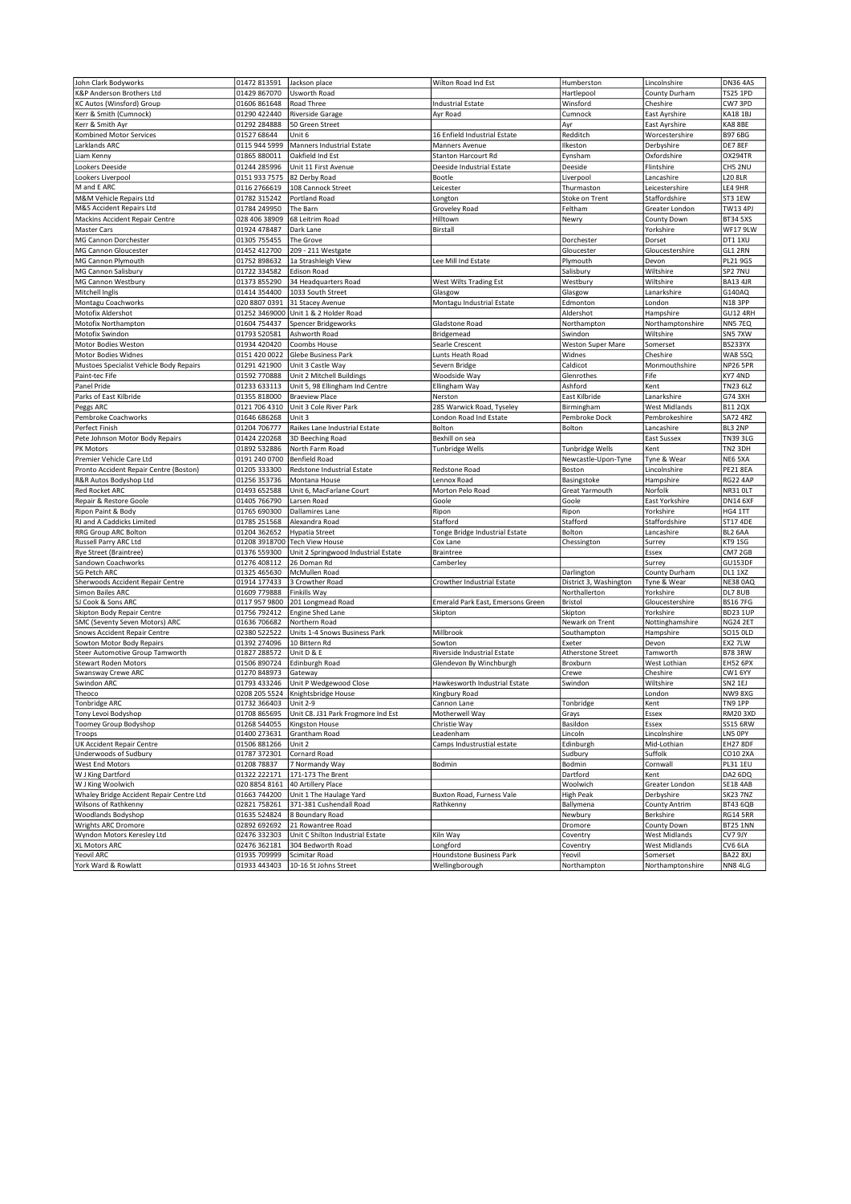| | | | | | | |
|---|---|---|---|---|---|---|
| John Clark Bodyworks | 01472 813591 | Jackson place | Wilton Road Ind Est | Humberston | Lincolnshire | DN36 4AS |
| K&P Anderson Brothers Ltd | 01429 867070 | Usworth Road | | Hartlepool | County Durham | TS25 1PD |
| KC Autos (Winsford) Group | 01606 861648 | Road Three | Industrial Estate | Winsford | Cheshire | CW7 3PD |
| Kerr & Smith (Cumnock) | 01290 422440 | Riverside Garage | Ayr Road | Cumnock | East Ayrshire | KA18 1BJ |
| Kerr & Smith Ayr | 01292 284888 | 50 Green Street | | Ayr | East Ayrshire | KA8 8BE |
| Kombined Motor Services | 01527 68644 | Unit 6 | 16 Enfield Industrial Estate | Redditch | Worcestershire | B97 6BG |
| Larklands ARC | 0115 944 5999 | Manners Industrial Estate | Manners Avenue | Ilkeston | Derbyshire | DE7 8EF |
| Liam Kenny | 01865 880011 | Oakfield Ind Est | Stanton Harcourt Rd | Eynsham | Oxfordshire | OX294TR |
| Lookers Deeside | 01244 285996 | Unit 11 First Avenue | Deeside Industrial Estate | Deeside | Flintshire | CH5 2NU |
| Lookers Liverpool | 0151 933 7575 | 82 Derby Road | Bootle | Liverpool | Lancashire | L20 8LR |
| M and E ARC | 0116 2766619 | 108 Cannock Street | Leicester | Thurmaston | Leicestershire | LE4 9HR |
| M&M Vehicle Repairs Ltd | 01782 315242 | Portland Road | Longton | Stoke on Trent | Staffordshire | ST3 1EW |
| M&S Accident Repairs Ltd | 01784 249950 | The Barn | Groveley Road | Feltham | Greater London | TW13 4PJ |
| Mackins Accident Repair Centre | 028 406 38909 | 68 Leitrim Road | Hilltown | Newry | County Down | BT34 5XS |
| Master Cars | 01924 478487 | Dark Lane | Birstall | | Yorkshire | WF17 9LW |
| MG Cannon Dorchester | 01305 755455 | The Grove | | Dorchester | Dorset | DT1 1XU |
| MG Cannon Gloucester | 01452 412700 | 209 - 211 Westgate | | Gloucester | Gloucestershire | GL1 2RN |
| MG Cannon Plymouth | 01752 898632 | 1a Strashleigh View | Lee Mill Ind Estate | Plymouth | Devon | PL21 9GS |
| MG Cannon Salisbury | 01722 334582 | Edison Road | | Salisbury | Wiltshire | SP2 7NU |
| MG Cannon Westbury | 01373 855290 | 34 Headquarters Road | West Wilts Trading Est | Westbury | Wiltshire | BA13 4JR |
| Mitchell Inglis | 01414 354400 | 1033 South Street | Glasgow | Glasgow | Lanarkshire | G140AQ |
| Montagu Coachworks | 020 8807 0391 | 31 Stacey Avenue | Montagu Industrial Estate | Edmonton | London | N18 3PP |
| Motofix Aldershot | 01252 3469000 | Unit 1 & 2 Holder Road | | Aldershot | Hampshire | GU12 4RH |
| Motofix Northampton | 01604 754437 | Spencer Bridgeworks | Gladstone Road | Northampton | Northamptonshire | NN5 7EQ |
| Motofix Swindon | 01793 520581 | Ashworth Road | Bridgemead | Swindon | Wiltshire | SN5 7XW |
| Motor Bodies Weston | 01934 420420 | Coombs House | Searle Crescent | Weston Super Mare | Somerset | BS233YX |
| Motor Bodies Widnes | 0151 420 0022 | Glebe Business Park | Lunts Heath Road | Widnes | Cheshire | WA8 5SQ |
| Mustoes Specialist Vehicle Body Repairs | 01291 421900 | Unit 3 Castle Way | Severn Bridge | Caldicot | Monmouthshire | NP26 5PR |
| Paint-tec Fife | 01592 770888 | Unit 2 Mitchell Buildings | Woodside Way | Glenrothes | Fife | KY7 4ND |
| Panel Pride | 01233 633113 | Unit 5, 98 Ellingham Ind Centre | Ellingham Way | Ashford | Kent | TN23 6LZ |
| Parks of East Kilbride | 01355 818000 | Braeview Place | Nerston | East Kilbride | Lanarkshire | G74 3XH |
| Peggs ARC | 0121 706 4310 | Unit 3 Cole River Park | 285 Warwick Road, Tyseley | Birmingham | West Midlands | B11 2QX |
| Pembroke Coachworks | 01646 686268 | Unit 3 | London Road Ind Estate | Pembroke Dock | Pembrokeshire | SA72 4RZ |
| Perfect Finish | 01204 706777 | Raikes Lane Industrial Estate | Bolton | Bolton | Lancashire | BL3 2NP |
| Pete Johnson Motor Body Repairs | 01424 220268 | 3D Beeching Road | Bexhill on sea | | East Sussex | TN39 3LG |
| PK Motors | 01892 532886 | North Farm Road | Tunbridge Wells | Tunbridge Wells | Kent | TN2 3DH |
| Premier Vehicle Care ltd | 0191 240 0700 | Benfield Road | | Newcastle-Upon-Tyne | Tyne & Wear | NE6 5XA |
| Pronto Accident Repair Centre (Boston) | 01205 333300 | Redstone Industrial Estate | Redstone Road | Boston | Lincolnshire | PE21 8EA |
| R&R Autos Bodyshop Ltd | 01256 353736 | Montana House | Lennox Road | Basingstoke | Hampshire | RG22 4AP |
| Red Rocket ARC | 01493 652588 | Unit 6, MacFarlane Court | Morton Pelo Road | Great Yarmouth | Norfolk | NR31 0LT |
| Repair & Restore Goole | 01405 766790 | Larsen Road | Goole | Goole | East Yorkshire | DN14 6XF |
| Ripon Paint & Body | 01765 690300 | Dallamires Lane | Ripon | Ripon | Yorkshire | HG4 1TT |
| RJ and A Caddicks Limited | 01785 251568 | Alexandra Road | Stafford | Stafford | Staffordshire | ST17 4DE |
| RRG Group ARC Bolton | 01204 362652 | Hypatia Street | Tonge Bridge Industrial Estate | Bolton | Lancashire | BL2 6AA |
| Russell Parry ARC Ltd | 01208 3918700 | Tech View House | Cox Lane | Chessington | Surrey | KT9 1SG |
| Rye Street (Braintree) | 01376 559300 | Unit 2 Springwood Industrial Estate | Braintree | | Essex | CM7 2GB |
| Sandown Coachworks | 01276 408112 | 26 Doman Rd | Camberley | | Surrey | GU153DF |
| SG Petch ARC | 01325 465630 | McMullen Road | | Darlington | County Durham | DL1 1XZ |
| Sherwoods Accident Repair Centre | 01914 177433 | 3 Crowther Road | Crowther Industrial Estate | District 3, Washington | Tyne & Wear | NE38 0AQ |
| Simon Bailes ARC | 01609 779888 | Finkills Way | | Northallerton | Yorkshire | DL7 8UB |
| SJ Cook & Sons ARC | 0117 957 9800 | 201 Longmead Road | Emerald Park East, Emersons Green | Bristol | Gloucestershire | BS16 7FG |
| Skipton Body Repair Centre | 01756 792412 | Engine Shed Lane | Skipton | Skipton | Yorkshire | BD23 1UP |
| SMC (Seventy Seven Motors) ARC | 01636 706682 | Northern Road | | Newark on Trent | Nottinghamshire | NG24 2ET |
| Snows Accident Repair Centre | 02380 522522 | Units 1-4 Snows Business Park | Millbrook | Southampton | Hampshire | SO15 0LD |
| Sowton Motor Body Repairs | 01392 274096 | 10 Bittern Rd | Sowton | Exeter | Devon | EX2 7LW |
| Steer Automotive Group Tamworth | 01827 288572 | Unit D & E | Riverside Industrial Estate | Atherstone Street | Tamworth | B78 3RW |
| Stewart Roden Motors | 01506 890724 | Edinburgh Road | Glendevon By Winchburgh | Broxburn | West Lothian | EH52 6PX |
| Swansway Crewe ARC | 01270 848973 | Gateway | | Crewe | Cheshire | CW1 6YY |
| Swindon ARC | 01793 433246 | Unit P Wedgewood Close | Hawkesworth Industrial Estate | Swindon | Wiltshire | SN2 1EJ |
| Theoco | 0208 205 5524 | Knightsbridge House | Kingbury Road | | London | NW9 8XG |
| Tonbridge ARC | 01732 366403 | Unit 2-9 | Cannon Lane | Tonbridge | Kent | TN9 1PP |
| Tony Levoi Bodyshop | 01708 865695 | Unit C8. J31 Park Frogmore Ind Est | Motherwell Way | Grays | Essex | RM20 3XD |
| Toomey Group Bodyshop | 01268 544055 | Kingston House | Christie Way | Basildon | Essex | SS15 6RW |
| Troops | 01400 273631 | Grantham Road | Leadenham | Lincoln | Lincolnshire | LN5 0PY |
| UK Accident Repair Centre | 01506 881266 | Unit 2 | Camps Industrustial estate | Edinburgh | Mid-Lothian | EH27 8DF |
| Underwoods of Sudbury | 01787 372301 | Cornard Road | | Sudbury | Suffolk | CO10 2XA |
| West End Motors | 01208 78837 | 7 Normandy Way | Bodmin | Bodmin | Cornwall | PL31 1EU |
| W J King Dartford | 01322 222171 | 171-173 The Brent | | Dartford | Kent | DA2 6DQ |
| W J King Woolwich | 020 8854 8161 | 40 Artillery Place | | Woolwich | Greater London | SE18 4AB |
| Whaley Bridge Accident Repair Centre Ltd | 01663 744200 | Unit 1 The Haulage Yard | Buxton Road, Furness Vale | High Peak | Derbyshire | SK23 7NZ |
| Wilsons of Rathkenny | 02821 758261 | 371-381 Cushendall Road | Rathkenny | Ballymena | County Antrim | BT43 6QB |
| Woodlands Bodyshop | 01635 524824 | 8 Boundary Road | | Newbury | Berkshire | RG14 5RR |
| Wrights ARC Dromore | 02892 692692 | 21 Rowantree Road | | Dromore | County Down | BT25 1NN |
| Wyndon Motors Keresley Ltd | 02476 332303 | Unit C Shilton Industrial Estate | Kiln Way | Coventry | West Midlands | CV7 9JY |
| XL Motors ARC | 02476 362181 | 304 Bedworth Road | Longford | Coventry | West Midlands | CV6 6LA |
| Yeovil ARC | 01935 709999 | Scimitar Road | Houndstone Business Park | Yeovil | Somerset | BA22 8XJ |
| York Ward & Rowlatt | 01933 443403 | 10-16 St Johns Street | Wellingborough | Northampton | Northamptonshire | NN8 4LG |